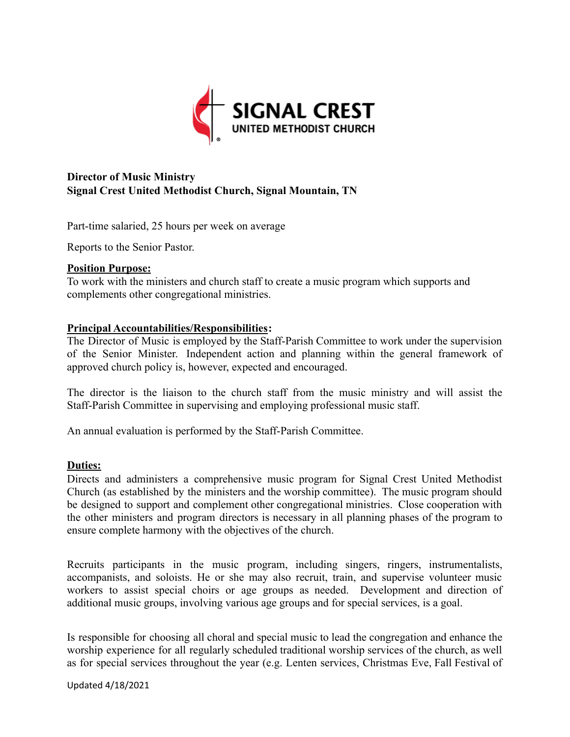SIGNAL CREST
UNITED METHODIST CHURCH

**Director of Music Ministry**
**Signal Crest United Methodist Church, Signal Mountain, TN**

Part-time salaried, 25 hours per week on average

Reports to the Senior Pastor.

**Position Purpose:**
To work with the ministers and church staff to create a music program which supports and complements other congregational ministries.

**Principal Accountabilities/Responsibilities:**
The Director of Music is employed by the Staff-Parish Committee to work under the supervision of the Senior Minister. Independent action and planning within the general framework of approved church policy is, however, expected and encouraged.

The director is the liaison to the church staff from the music ministry and will assist the Staff-Parish Committee in supervising and employing professional music staff.

An annual evaluation is performed by the Staff-Parish Committee.

**Duties:**
Directs and administers a comprehensive music program for Signal Crest United Methodist Church (as established by the ministers and the worship committee). The music program should be designed to support and complement other congregational ministries. Close cooperation with the other ministers and program directors is necessary in all planning phases of the program to ensure complete harmony with the objectives of the church.

Recruits participants in the music program, including singers, ringers, instrumentalists, accompanists, and soloists. He or she may also recruit, train, and supervise volunteer music workers to assist special choirs or age groups as needed. Development and direction of additional music groups, involving various age groups and for special services, is a goal.

Is responsible for choosing all choral and special music to lead the congregation and enhance the worship experience for all regularly scheduled traditional worship services of the church, as well as for special services throughout the year (e.g. Lenten services, Christmas Eve, Fall Festival of

Updated 4/18/2021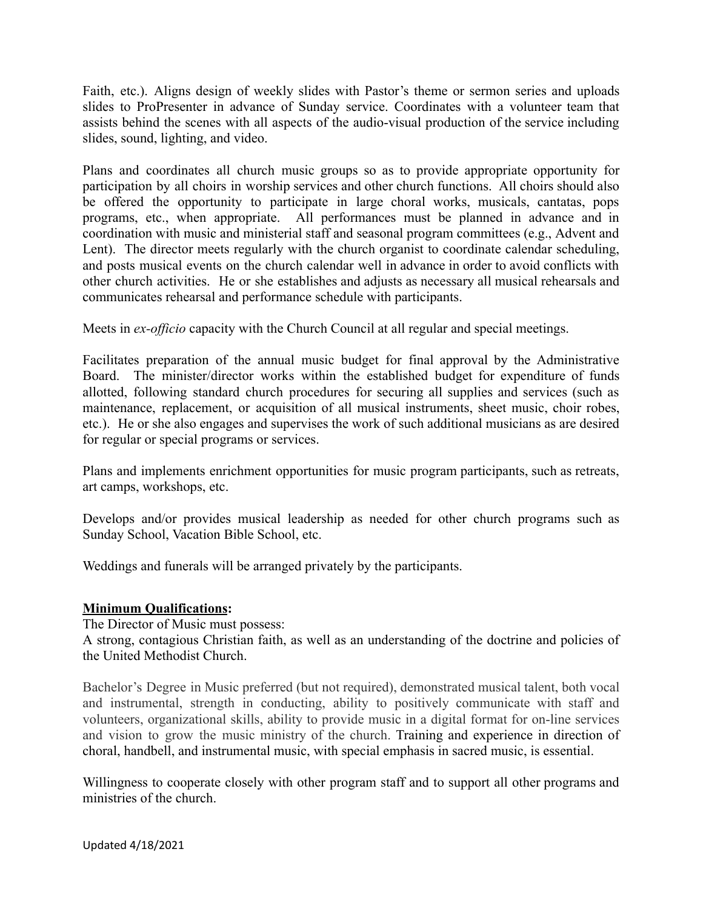Faith, etc.). Aligns design of weekly slides with Pastor's theme or sermon series and uploads slides to ProPresenter in advance of Sunday service. Coordinates with a volunteer team that assists behind the scenes with all aspects of the audio-visual production of the service including slides, sound, lighting, and video.

Plans and coordinates all church music groups so as to provide appropriate opportunity for participation by all choirs in worship services and other church functions. All choirs should also be offered the opportunity to participate in large choral works, musicals, cantatas, pops programs, etc., when appropriate. All performances must be planned in advance and in coordination with music and ministerial staff and seasonal program committees (e.g., Advent and Lent). The director meets regularly with the church organist to coordinate calendar scheduling, and posts musical events on the church calendar well in advance in order to avoid conflicts with other church activities. He or she establishes and adjusts as necessary all musical rehearsals and communicates rehearsal and performance schedule with participants.

Meets in *ex-officio* capacity with the Church Council at all regular and special meetings.

Facilitates preparation of the annual music budget for final approval by the Administrative Board. The minister/director works within the established budget for expenditure of funds allotted, following standard church procedures for securing all supplies and services (such as maintenance, replacement, or acquisition of all musical instruments, sheet music, choir robes, etc.). He or she also engages and supervises the work of such additional musicians as are desired for regular or special programs or services.

Plans and implements enrichment opportunities for music program participants, such as retreats, art camps, workshops, etc.

Develops and/or provides musical leadership as needed for other church programs such as Sunday School, Vacation Bible School, etc.

Weddings and funerals will be arranged privately by the participants.

**Minimum Qualifications:**

The Director of Music must possess:

A strong, contagious Christian faith, as well as an understanding of the doctrine and policies of the United Methodist Church.

Bachelor's Degree in Music preferred (but not required), demonstrated musical talent, both vocal and instrumental, strength in conducting, ability to positively communicate with staff and volunteers, organizational skills, ability to provide music in a digital format for on-line services and vision to grow the music ministry of the church. Training and experience in direction of choral, handbell, and instrumental music, with special emphasis in sacred music, is essential.

Willingness to cooperate closely with other program staff and to support all other programs and ministries of the church.

Updated 4/18/2021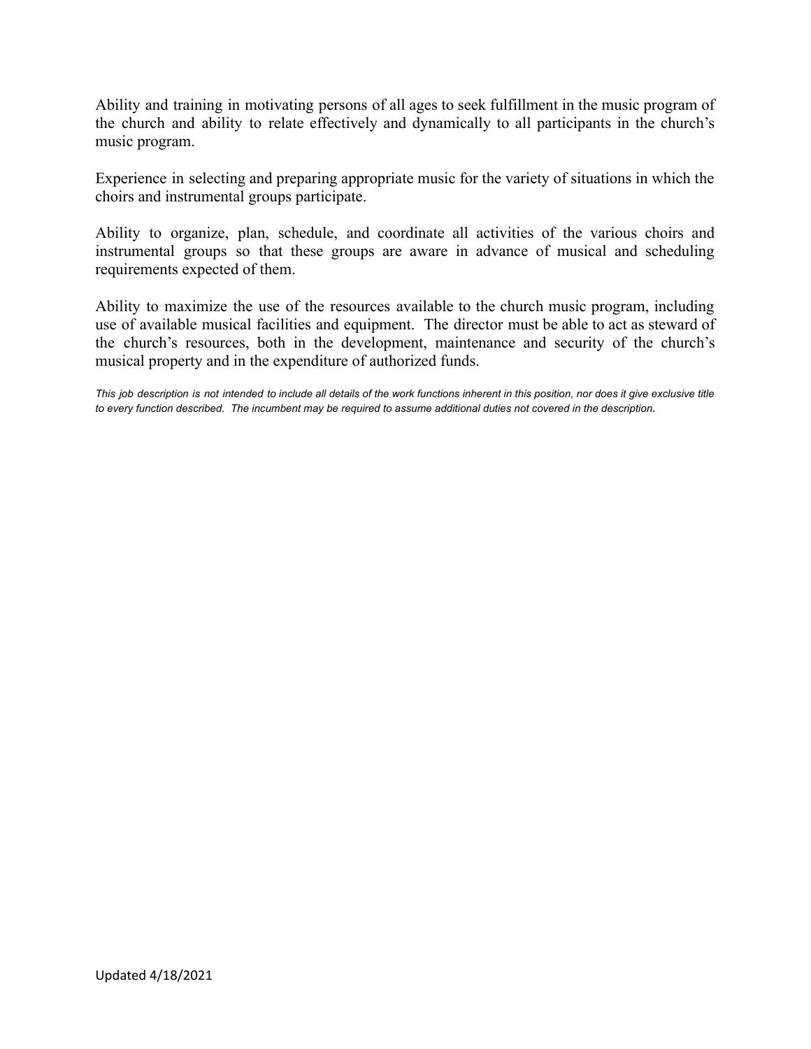Ability and training in motivating persons of all ages to seek fulfillment in the music program of the church and ability to relate effectively and dynamically to all participants in the church's music program.

Experience in selecting and preparing appropriate music for the variety of situations in which the choirs and instrumental groups participate.

Ability to organize, plan, schedule, and coordinate all activities of the various choirs and instrumental groups so that these groups are aware in advance of musical and scheduling requirements expected of them.

Ability to maximize the use of the resources available to the church music program, including use of available musical facilities and equipment. The director must be able to act as steward of the church's resources, both in the development, maintenance and security of the church's musical property and in the expenditure of authorized funds.

*This job description is not intended to include all details of the work functions inherent in this position, nor does it give exclusive title to every function described. The incumbent may be required to assume additional duties not covered in the description.*

Updated 4/18/2021